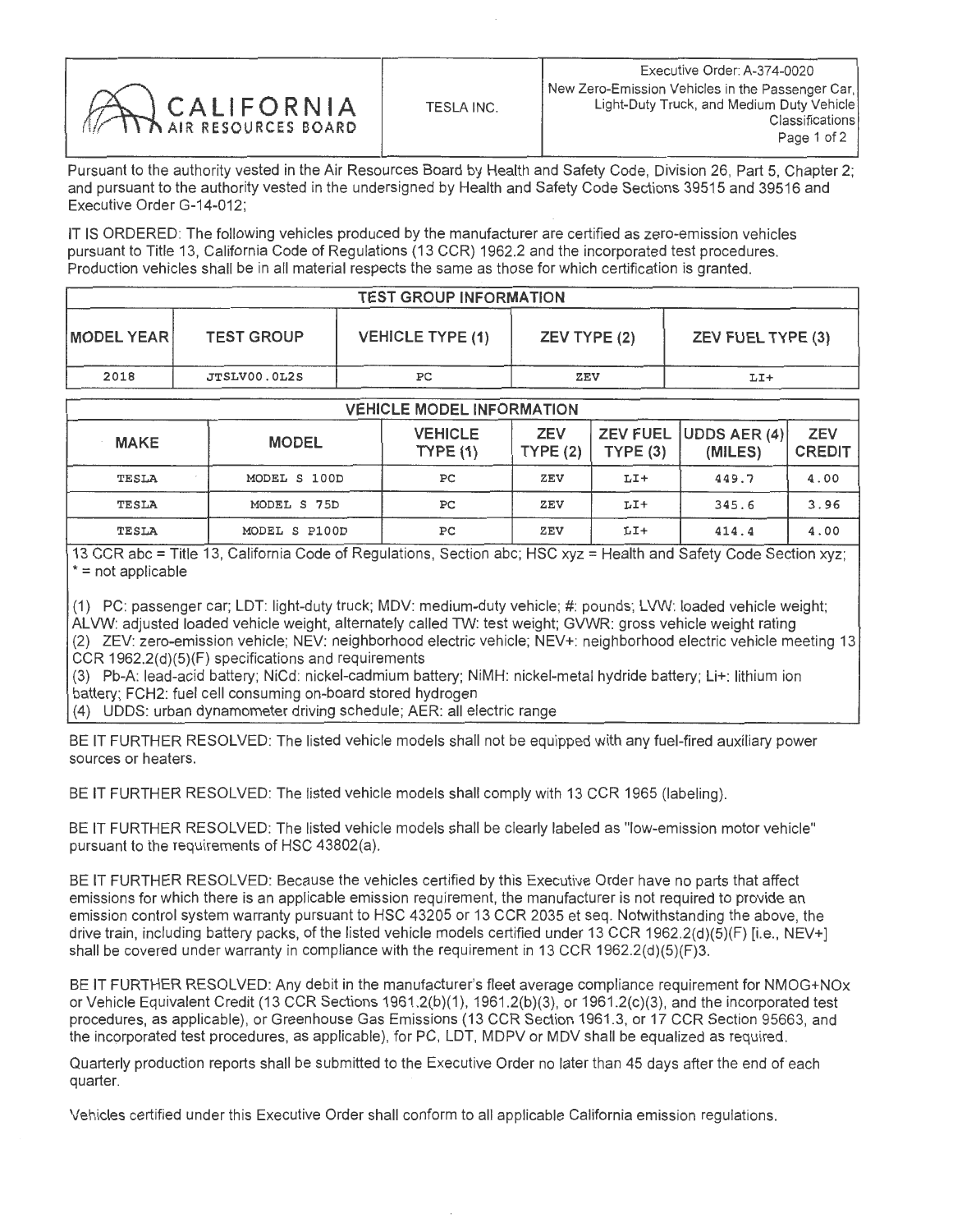| CALIFORNIA AIR RESOURCES BOARD | TESLA INC. | Executive Order: A-374-0020<br>New Zero-Emission Vehicles in the Passenger Car, Light-Duty Truck, and Medium Duty Vehicle Classifications |
|---|---|---|

Pursuant to the authority vested in the Air Resources Board by Health and Safety Code, Division 26, Part 5, Chapter 2; and pursuant to the authority vested in the undersigned by Health and Safety Code Sections 39515 and 39516 and Executive Order G-14-012;

IT IS ORDERED: The following vehicles produced by the manufacturer are certified as zero-emission vehicles pursuant to Title 13, California Code of Regulations (13 CCR) 1962.2 and the incorporated test procedures. Production vehicles shall be in all material respects the same as those for which certification is granted.

| TEST GROUP INFORMATION | | | | |
|---|---|---|---|---|
| MODEL YEAR | TEST GROUP | VEHICLE TYPE (1) | ZEV TYPE (2) | ZEV FUEL TYPE (3) |
| 2018 | JTSLV00.0L2S | PC | ZEV | LI+ |

| VEHICLE MODEL INFORMATION | | | | | | |
|---|---|---|---|---|---|---|
| MAKE | MODEL | VEHICLE TYPE (1) | ZEV TYPE (2) | ZEV FUEL TYPE (3) | UDDS AER (4) (MILES) | ZEV CREDIT |
| TESLA | MODEL S 100D | PC | ZEV | LI+ | 449.7 | 4.00 |
| TESLA | MODEL S 75D | PC | ZEV | LI+ | 345.6 | 3.96 |
| TESLA | MODEL S P100D | PC | ZEV | LI+ | 414.4 | 4.00 |

13 CCR abc = Title 13, California Code of Regulations, Section abc; HSC xyz = Health and Safety Code Section xyz; * = not applicable

(1) PC: passenger car; LDT: light-duty truck; MDV: medium-duty vehicle; #: pounds; LVW: loaded vehicle weight; ALVW: adjusted loaded vehicle weight, alternately called TW: test weight; GVWR: gross vehicle weight rating
(2) ZEV: zero-emission vehicle; NEV: neighborhood electric vehicle; NEV+: neighborhood electric vehicle meeting 13 CCR 1962.2(d)(5)(F) specifications and requirements
(3) Pb-A: lead-acid battery; NiCd: nickel-cadmium battery; NiMH: nickel-metal hydride battery; Li+: lithium ion battery; FCH2: fuel cell consuming on-board stored hydrogen
(4) UDDS: urban dynamometer driving schedule; AER: all electric range

BE IT FURTHER RESOLVED: The listed vehicle models shall not be equipped with any fuel-fired auxiliary power sources or heaters.

BE IT FURTHER RESOLVED: The listed vehicle models shall comply with 13 CCR 1965 (labeling).

BE IT FURTHER RESOLVED: The listed vehicle models shall be clearly labeled as "low-emission motor vehicle" pursuant to the requirements of HSC 43802(a).

BE IT FURTHER RESOLVED: Because the vehicles certified by this Executive Order have no parts that affect emissions for which there is an applicable emission requirement, the manufacturer is not required to provide an emission control system warranty pursuant to HSC 43205 or 13 CCR 2035 et seq. Notwithstanding the above, the drive train, including battery packs, of the listed vehicle models certified under 13 CCR 1962.2(d)(5)(F) [i.e., NEV+] shall be covered under warranty in compliance with the requirement in 13 CCR 1962.2(d)(5)(F)3.

BE IT FURTHER RESOLVED: Any debit in the manufacturer's fleet average compliance requirement for NMOG+NOx or Vehicle Equivalent Credit (13 CCR Sections 1961.2(b)(1), 1961.2(b)(3), or 1961.2(c)(3), and the incorporated test procedures, as applicable), or Greenhouse Gas Emissions (13 CCR Section 1961.3, or 17 CCR Section 95663, and the incorporated test procedures, as applicable), for PC, LDT, MDPV or MDV shall be equalized as required.

Quarterly production reports shall be submitted to the Executive Order no later than 45 days after the end of each quarter.

Vehicles certified under this Executive Order shall conform to all applicable California emission regulations.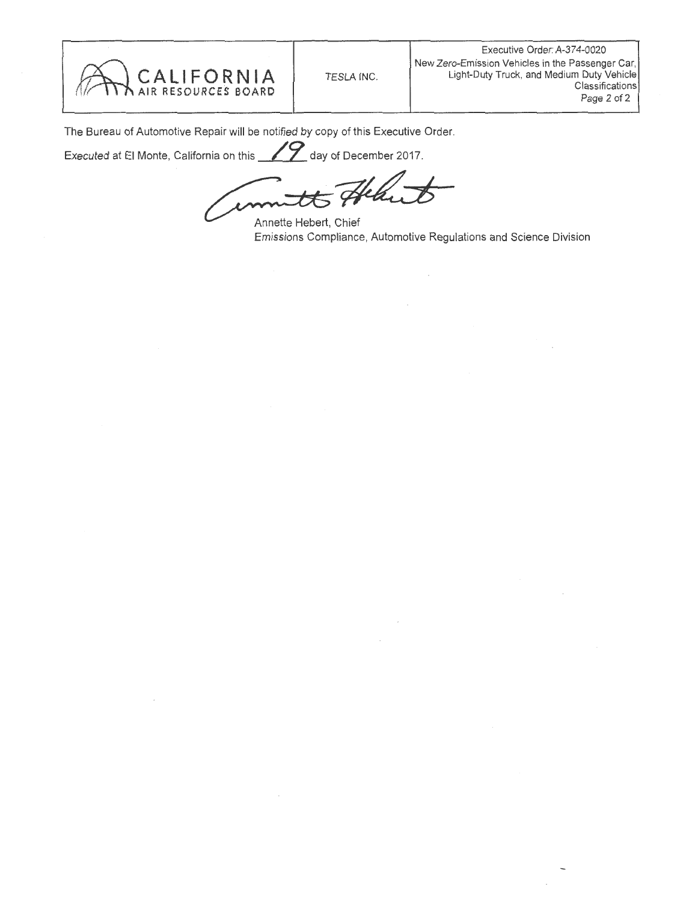The Bureau of Automotive Repair will be notified by copy of this Executive Order.

Executed at El Monte, California on this 19 day of December 2017.

Annette Hebert, Chief
Emissions Compliance, Automotive Regulations and Science Division